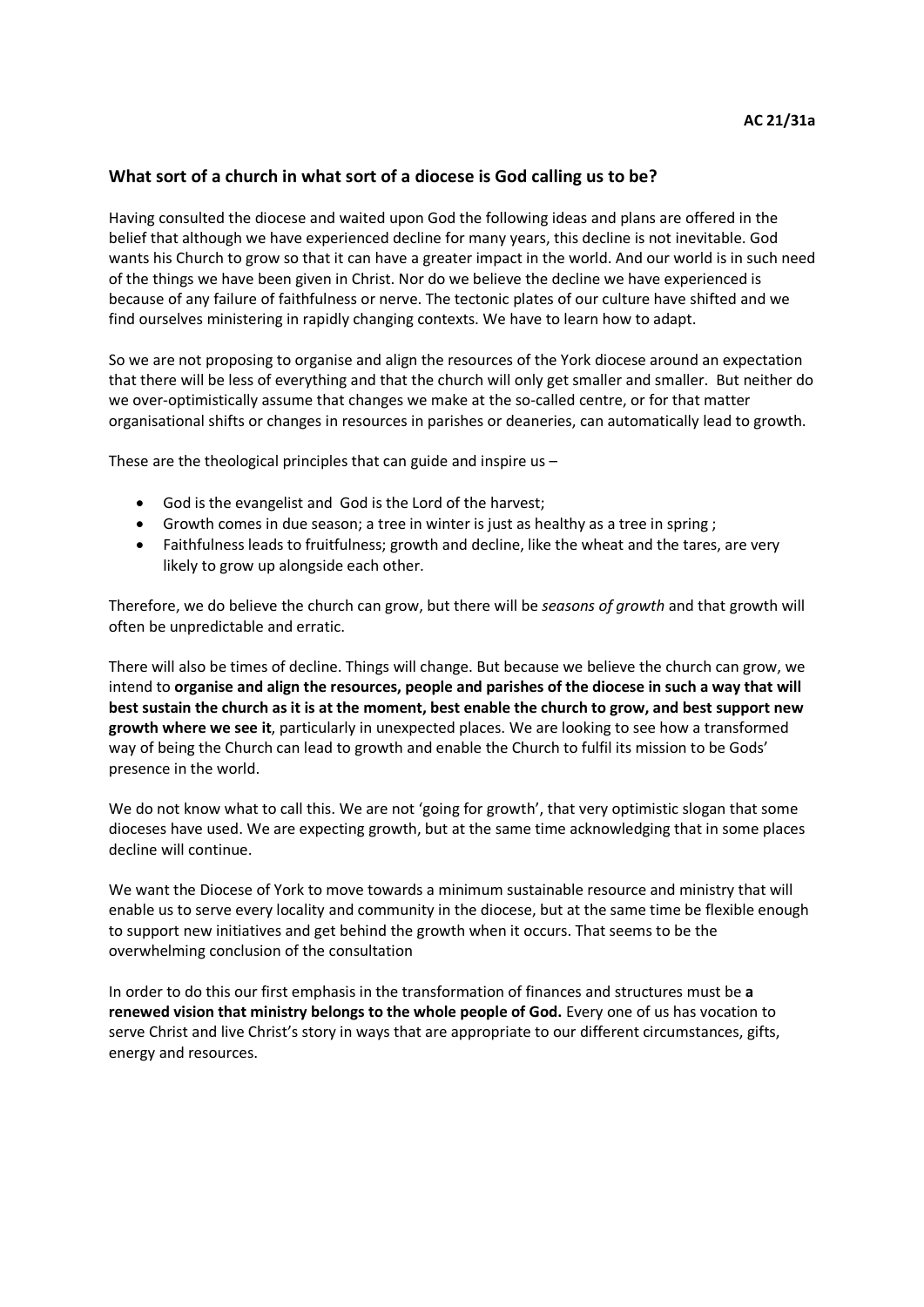**AC 21/31a**

### What sort of a church in what sort of a diocese is God calling us to be?

Having consulted the diocese and waited upon God the following ideas and plans are offered in the belief that although we have experienced decline for many years, this decline is not inevitable. God wants his Church to grow so that it can have a greater impact in the world. And our world is in such need of the things we have been given in Christ. Nor do we believe the decline we have experienced is because of any failure of faithfulness or nerve. The tectonic plates of our culture have shifted and we find ourselves ministering in rapidly changing contexts. We have to learn how to adapt.

So we are not proposing to organise and align the resources of the York diocese around an expectation that there will be less of everything and that the church will only get smaller and smaller. But neither do we over-optimistically assume that changes we make at the so-called centre, or for that matter organisational shifts or changes in resources in parishes or deaneries, can automatically lead to growth.

These are the theological principles that can guide and inspire us –

- God is the evangelist and God is the Lord of the harvest;
- Growth comes in due season; a tree in winter is just as healthy as a tree in spring ;
- Faithfulness leads to fruitfulness; growth and decline, like the wheat and the tares, are very likely to grow up alongside each other.

Therefore, we do believe the church can grow, but there will be *seasons of growth* and that growth will often be unpredictable and erratic.

There will also be times of decline. Things will change. But because we believe the church can grow, we intend to **organise and align the resources, people and parishes of the diocese in such a way that will best sustain the church as it is at the moment, best enable the church to grow, and best support new growth where we see it**, particularly in unexpected places. We are looking to see how a transformed way of being the Church can lead to growth and enable the Church to fulfil its mission to be Gods' presence in the world.

We do not know what to call this. We are not 'going for growth', that very optimistic slogan that some dioceses have used. We are expecting growth, but at the same time acknowledging that in some places decline will continue.

We want the Diocese of York to move towards a minimum sustainable resource and ministry that will enable us to serve every locality and community in the diocese, but at the same time be flexible enough to support new initiatives and get behind the growth when it occurs. That seems to be the overwhelming conclusion of the consultation

In order to do this our first emphasis in the transformation of finances and structures must be **a renewed vision that ministry belongs to the whole people of God.** Every one of us has vocation to serve Christ and live Christ's story in ways that are appropriate to our different circumstances, gifts, energy and resources.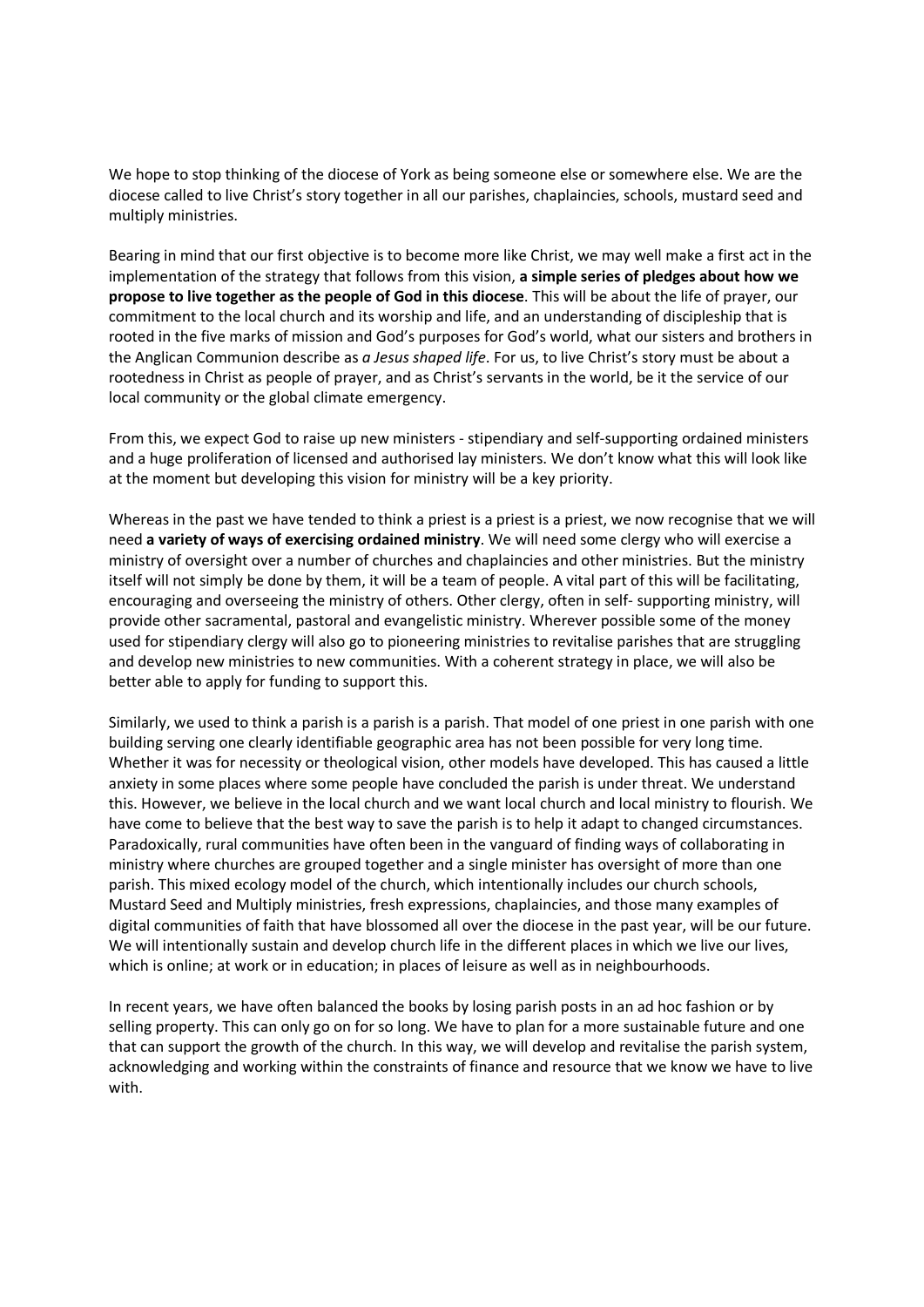We hope to stop thinking of the diocese of York as being someone else or somewhere else. We are the diocese called to live Christ's story together in all our parishes, chaplaincies, schools, mustard seed and multiply ministries.

Bearing in mind that our first objective is to become more like Christ, we may well make a first act in the implementation of the strategy that follows from this vision, **a simple series of pledges about how we propose to live together as the people of God in this diocese**. This will be about the life of prayer, our commitment to the local church and its worship and life, and an understanding of discipleship that is rooted in the five marks of mission and God's purposes for God's world, what our sisters and brothers in the Anglican Communion describe as *a Jesus shaped life*. For us, to live Christ's story must be about a rootedness in Christ as people of prayer, and as Christ's servants in the world, be it the service of our local community or the global climate emergency.

From this, we expect God to raise up new ministers - stipendiary and self-supporting ordained ministers and a huge proliferation of licensed and authorised lay ministers. We don't know what this will look like at the moment but developing this vision for ministry will be a key priority.

Whereas in the past we have tended to think a priest is a priest is a priest, we now recognise that we will need **a variety of ways of exercising ordained ministry**. We will need some clergy who will exercise a ministry of oversight over a number of churches and chaplaincies and other ministries. But the ministry itself will not simply be done by them, it will be a team of people. A vital part of this will be facilitating, encouraging and overseeing the ministry of others. Other clergy, often in self- supporting ministry, will provide other sacramental, pastoral and evangelistic ministry. Wherever possible some of the money used for stipendiary clergy will also go to pioneering ministries to revitalise parishes that are struggling and develop new ministries to new communities. With a coherent strategy in place, we will also be better able to apply for funding to support this.

Similarly, we used to think a parish is a parish is a parish. That model of one priest in one parish with one building serving one clearly identifiable geographic area has not been possible for very long time. Whether it was for necessity or theological vision, other models have developed. This has caused a little anxiety in some places where some people have concluded the parish is under threat. We understand this. However, we believe in the local church and we want local church and local ministry to flourish. We have come to believe that the best way to save the parish is to help it adapt to changed circumstances. Paradoxically, rural communities have often been in the vanguard of finding ways of collaborating in ministry where churches are grouped together and a single minister has oversight of more than one parish. This mixed ecology model of the church, which intentionally includes our church schools, Mustard Seed and Multiply ministries, fresh expressions, chaplaincies, and those many examples of digital communities of faith that have blossomed all over the diocese in the past year, will be our future. We will intentionally sustain and develop church life in the different places in which we live our lives, which is online; at work or in education; in places of leisure as well as in neighbourhoods.

In recent years, we have often balanced the books by losing parish posts in an ad hoc fashion or by selling property. This can only go on for so long. We have to plan for a more sustainable future and one that can support the growth of the church. In this way, we will develop and revitalise the parish system, acknowledging and working within the constraints of finance and resource that we know we have to live with.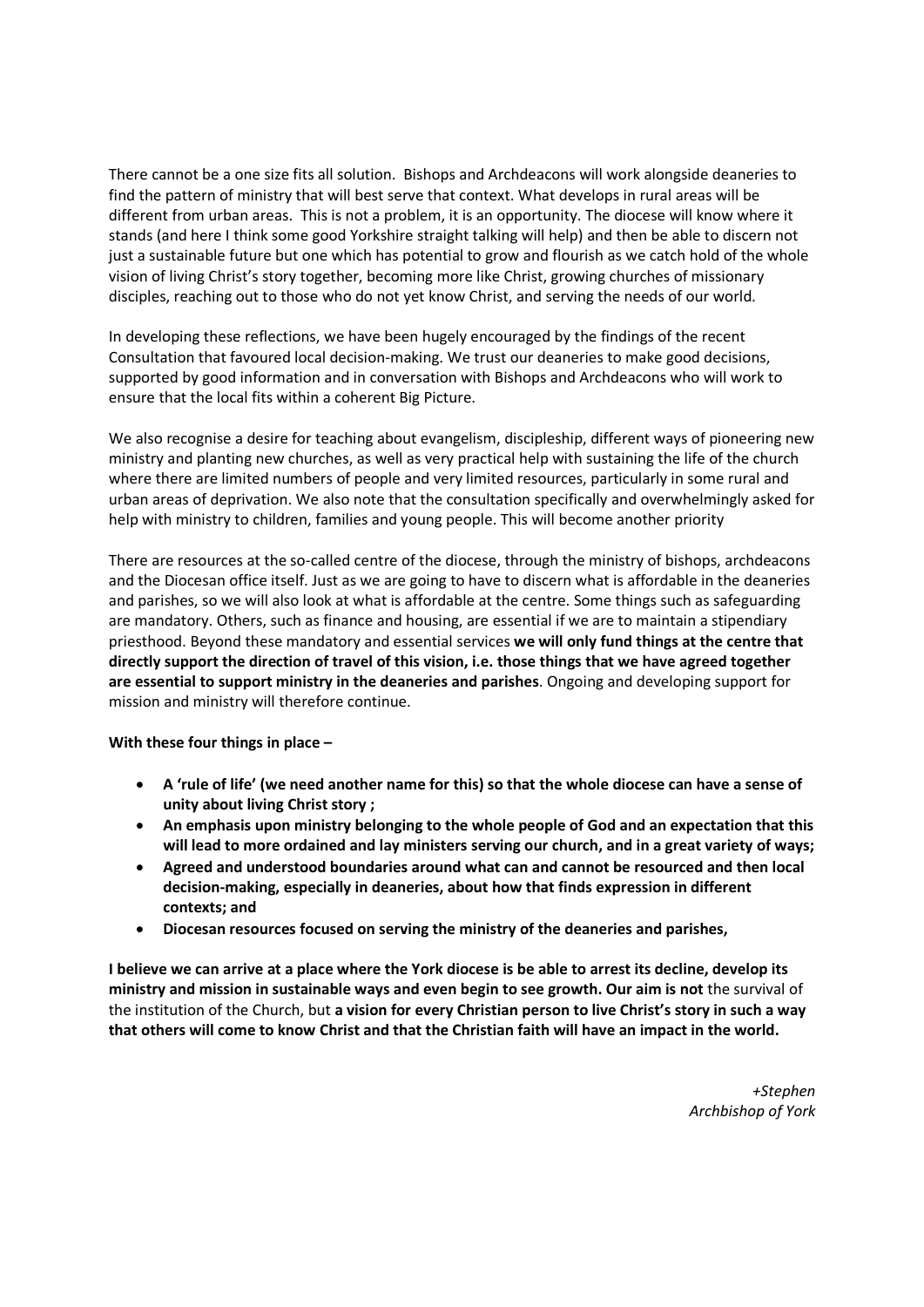There cannot be a one size fits all solution. Bishops and Archdeacons will work alongside deaneries to find the pattern of ministry that will best serve that context. What develops in rural areas will be different from urban areas. This is not a problem, it is an opportunity. The diocese will know where it stands (and here I think some good Yorkshire straight talking will help) and then be able to discern not just a sustainable future but one which has potential to grow and flourish as we catch hold of the whole vision of living Christ's story together, becoming more like Christ, growing churches of missionary disciples, reaching out to those who do not yet know Christ, and serving the needs of our world.

In developing these reflections, we have been hugely encouraged by the findings of the recent Consultation that favoured local decision-making. We trust our deaneries to make good decisions, supported by good information and in conversation with Bishops and Archdeacons who will work to ensure that the local fits within a coherent Big Picture.

We also recognise a desire for teaching about evangelism, discipleship, different ways of pioneering new ministry and planting new churches, as well as very practical help with sustaining the life of the church where there are limited numbers of people and very limited resources, particularly in some rural and urban areas of deprivation. We also note that the consultation specifically and overwhelmingly asked for help with ministry to children, families and young people. This will become another priority

There are resources at the so-called centre of the diocese, through the ministry of bishops, archdeacons and the Diocesan office itself. Just as we are going to have to discern what is affordable in the deaneries and parishes, so we will also look at what is affordable at the centre. Some things such as safeguarding are mandatory. Others, such as finance and housing, are essential if we are to maintain a stipendiary priesthood. Beyond these mandatory and essential services **we will only fund things at the centre that directly support the direction of travel of this vision, i.e. those things that we have agreed together are essential to support ministry in the deaneries and parishes**. Ongoing and developing support for mission and ministry will therefore continue.

**With these four things in place –**

- **A 'rule of life' (we need another name for this) so that the whole diocese can have a sense of unity about living Christ story ;**
- **An emphasis upon ministry belonging to the whole people of God and an expectation that this will lead to more ordained and lay ministers serving our church, and in a great variety of ways;**
- **Agreed and understood boundaries around what can and cannot be resourced and then local decision-making, especially in deaneries, about how that finds expression in different contexts; and**
- **Diocesan resources focused on serving the ministry of the deaneries and parishes,**

**I believe we can arrive at a place where the York diocese is be able to arrest its decline, develop its ministry and mission in sustainable ways and even begin to see growth. Our aim is not** the survival of the institution of the Church, but **a vision for every Christian person to live Christ's story in such a way that others will come to know Christ and that the Christian faith will have an impact in the world.**

*+Stephen*
*Archbishop of York*